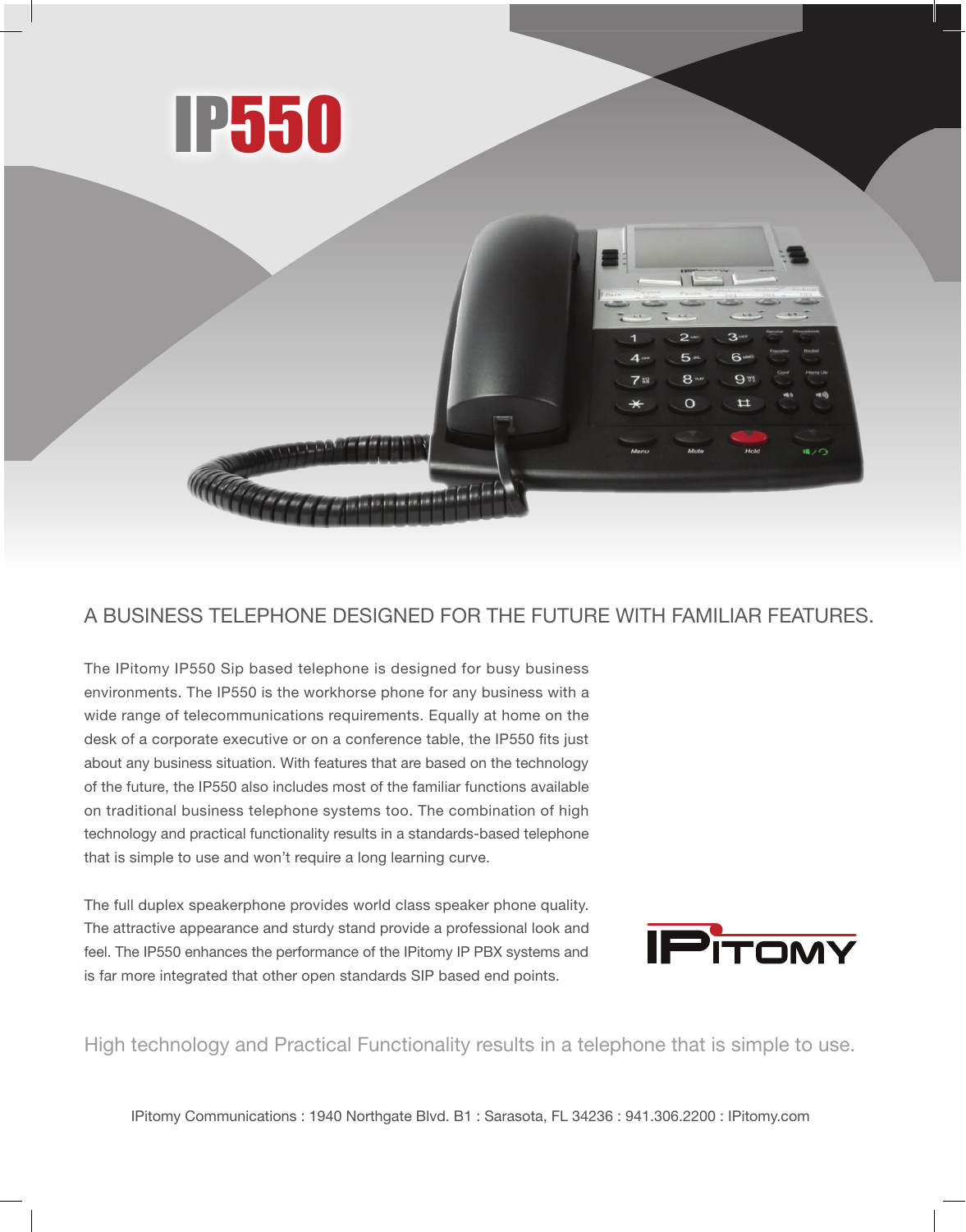# IP550

## A BUSINESS TELEPHONE DESIGNED FOR THE FUTURE WITH FAMILIAR FEATURES.

The IPitomy IP550 Sip based telephone is designed for busy business environments. The IP550 is the workhorse phone for any business with a wide range of telecommunications requirements. Equally at home on the desk of a corporate executive or on a conference table, the IP550 fits just about any business situation. With features that are based on the technology of the future, the IP550 also includes most of the familiar functions available on traditional business telephone systems too. The combination of high technology and practical functionality results in a standards-based telephone that is simple to use and won't require a long learning curve.

The full duplex speakerphone provides world class speaker phone quality. The attractive appearance and sturdy stand provide a professional look and feel. The IP550 enhances the performance of the IPitomy IP PBX systems and is far more integrated that other open standards SIP based end points.

IPITOMY

High technology and Practical Functionality results in a telephone that is simple to use.

IPitomy Communications : 1940 Northgate Blvd. B1 : Sarasota, FL 34236 : 941.306.2200 : IPitomy.com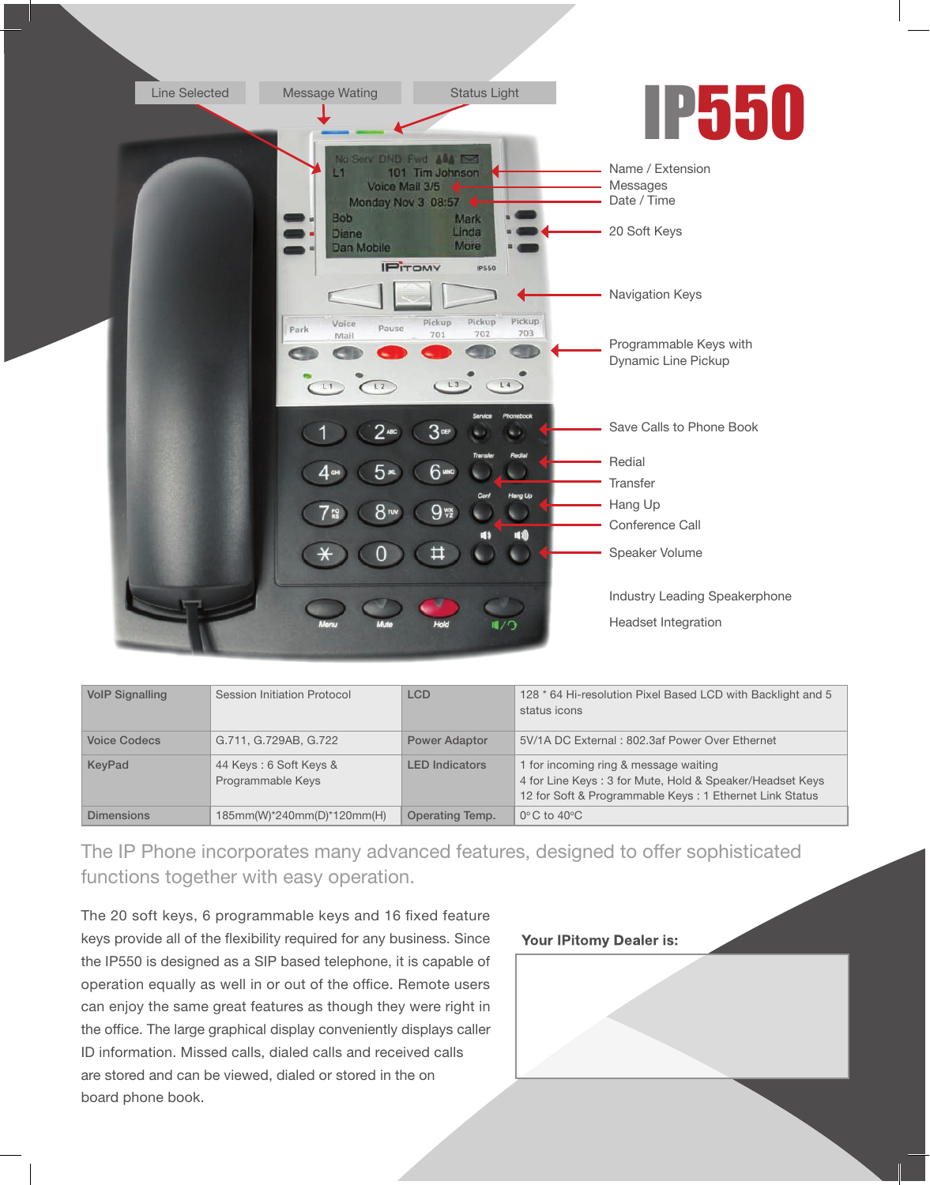# IP550

Line Selected
Message Wating
Status Light

Name / Extension
Messages
Date / Time
20 Soft Keys
Navigation Keys
Programmable Keys with Dynamic Line Pickup
Save Calls to Phone Book
Redial
Transfer
Hang Up
Conference Call
Speaker Volume
Industry Leading Speakerphone
Headset Integration

| | | | |
|---|---|---|---|
| VoIP Signalling | Session Initiation Protocol | LCD | 128 * 64 Hi-resolution Pixel Based LCD with Backlight and 5 status icons |
| Voice Codecs | G.711, G.729AB, G.722 | Power Adaptor | 5V/1A DC External : 802.3af Power Over Ethernet |
| KeyPad | 44 Keys : 6 Soft Keys & Programmable Keys | LED Indicators | 1 for incoming ring & message waiting<br>4 for Line Keys : 3 for Mute, Hold & Speaker/Headset Keys<br>12 for Soft & Programmable Keys : 1 Ethernet Link Status |
| Dimensions | 185mm(W)*240mm(D)*120mm(H) | Operating Temp. | 0°C to 40°C |

The IP Phone incorporates many advanced features, designed to offer sophisticated functions together with easy operation.

The 20 soft keys, 6 programmable keys and 16 fixed feature keys provide all of the flexibility required for any business. Since the IP550 is designed as a SIP based telephone, it is capable of operation equally as well in or out of the office. Remote users can enjoy the same great features as though they were right in the office. The large graphical display conveniently displays caller ID information. Missed calls, dialed calls and received calls are stored and can be viewed, dialed or stored in the on board phone book.

**Your IPitomy Dealer is:**